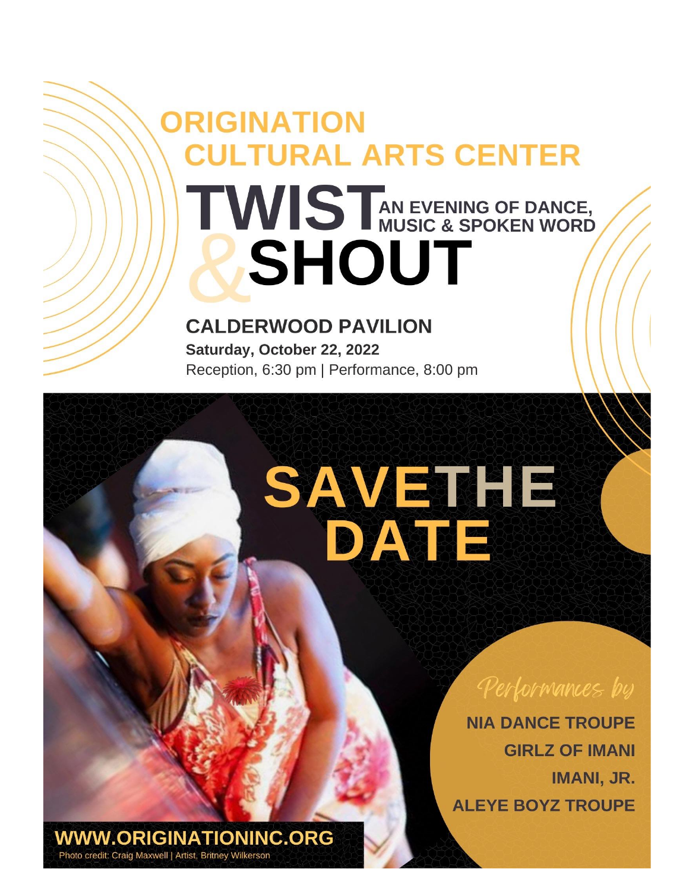# ORIGINATION CULTURAL ARTS CENTER

# TWIST & SHOUT

**AN EVENING OF DANCE, MUSIC & SPOKEN WORD**

## CALDERWOOD PAVILION

**Saturday, October 22, 2022**

Reception, 6:30 pm | Performance, 8:00 pm

# SAVE THE DATE

*Performances by*

**NIA DANCE TROUPE**

**GIRLZ OF IMANI**

**IMANI, JR.**

**ALEYE BOYZ TROUPE**

**WWW.ORIGINATIONINC.ORG**

Photo credit: Craig Maxwell | Artist, Britney Wilkerson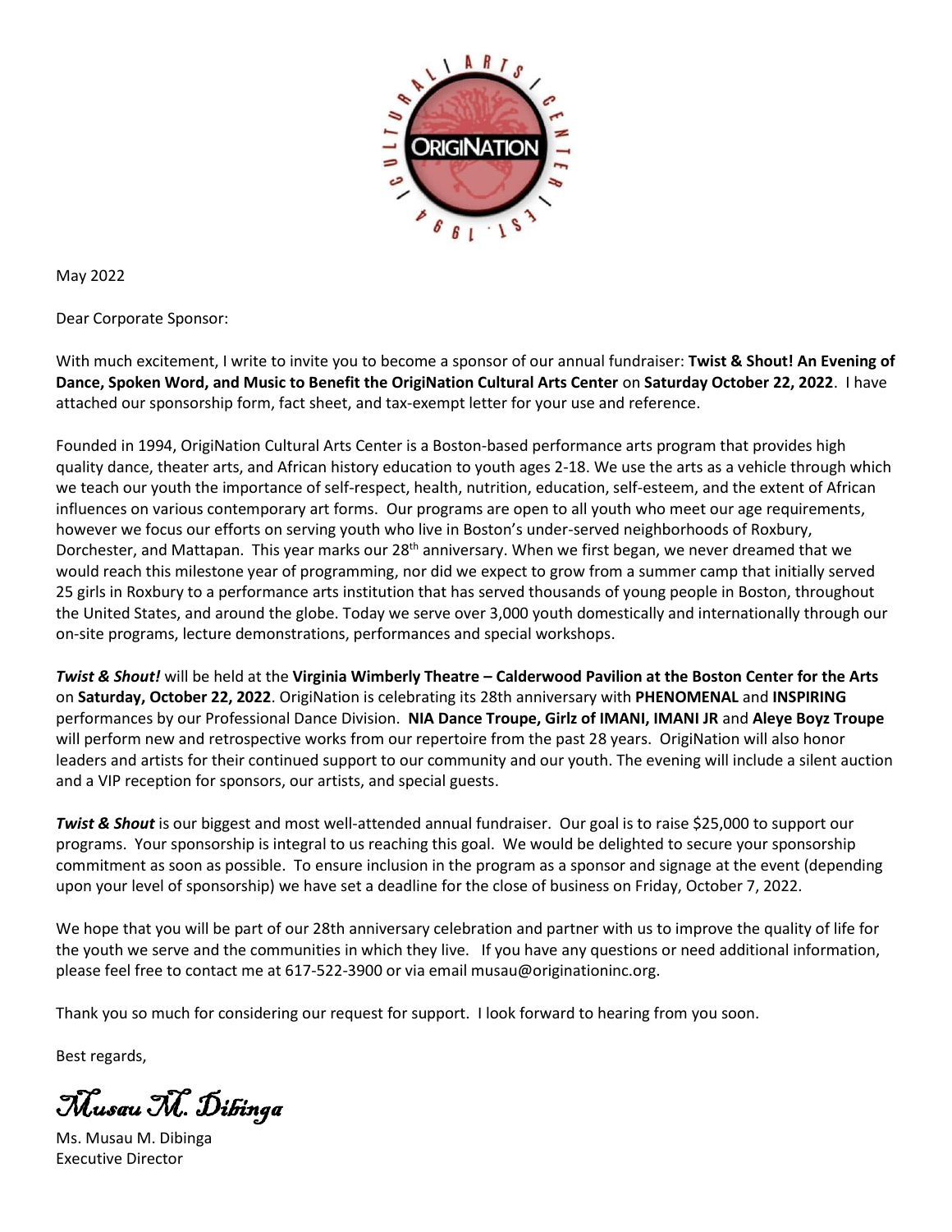May 2022

Dear Corporate Sponsor:

With much excitement, I write to invite you to become a sponsor of our annual fundraiser: **Twist & Shout! An Evening of Dance, Spoken Word, and Music to Benefit the OrigiNation Cultural Arts Center** on **Saturday October 22, 2022**. I have attached our sponsorship form, fact sheet, and tax-exempt letter for your use and reference.

Founded in 1994, OrigiNation Cultural Arts Center is a Boston-based performance arts program that provides high quality dance, theater arts, and African history education to youth ages 2-18. We use the arts as a vehicle through which we teach our youth the importance of self-respect, health, nutrition, education, self-esteem, and the extent of African influences on various contemporary art forms. Our programs are open to all youth who meet our age requirements, however we focus our efforts on serving youth who live in Boston's under-served neighborhoods of Roxbury, Dorchester, and Mattapan. This year marks our 28th anniversary. When we first began, we never dreamed that we would reach this milestone year of programming, nor did we expect to grow from a summer camp that initially served 25 girls in Roxbury to a performance arts institution that has served thousands of young people in Boston, throughout the United States, and around the globe. Today we serve over 3,000 youth domestically and internationally through our on-site programs, lecture demonstrations, performances and special workshops.

***Twist & Shout!*** will be held at the **Virginia Wimberly Theatre – Calderwood Pavilion at the Boston Center for the Arts** on **Saturday, October 22, 2022**. OrigiNation is celebrating its 28th anniversary with **PHENOMENAL** and **INSPIRING** performances by our Professional Dance Division. **NIA Dance Troupe, Girlz of IMANI, IMANI JR** and **Aleye Boyz Troupe** will perform new and retrospective works from our repertoire from the past 28 years. OrigiNation will also honor leaders and artists for their continued support to our community and our youth. The evening will include a silent auction and a VIP reception for sponsors, our artists, and special guests.

***Twist & Shout*** is our biggest and most well-attended annual fundraiser. Our goal is to raise $25,000 to support our programs. Your sponsorship is integral to us reaching this goal. We would be delighted to secure your sponsorship commitment as soon as possible. To ensure inclusion in the program as a sponsor and signage at the event (depending upon your level of sponsorship) we have set a deadline for the close of business on Friday, October 7, 2022.

We hope that you will be part of our 28th anniversary celebration and partner with us to improve the quality of life for the youth we serve and the communities in which they live. If you have any questions or need additional information, please feel free to contact me at 617-522-3900 or via email musau@originationinc.org.

Thank you so much for considering our request for support. I look forward to hearing from you soon.

Best regards,

*Musau M. Dibinga*

Ms. Musau M. Dibinga
Executive Director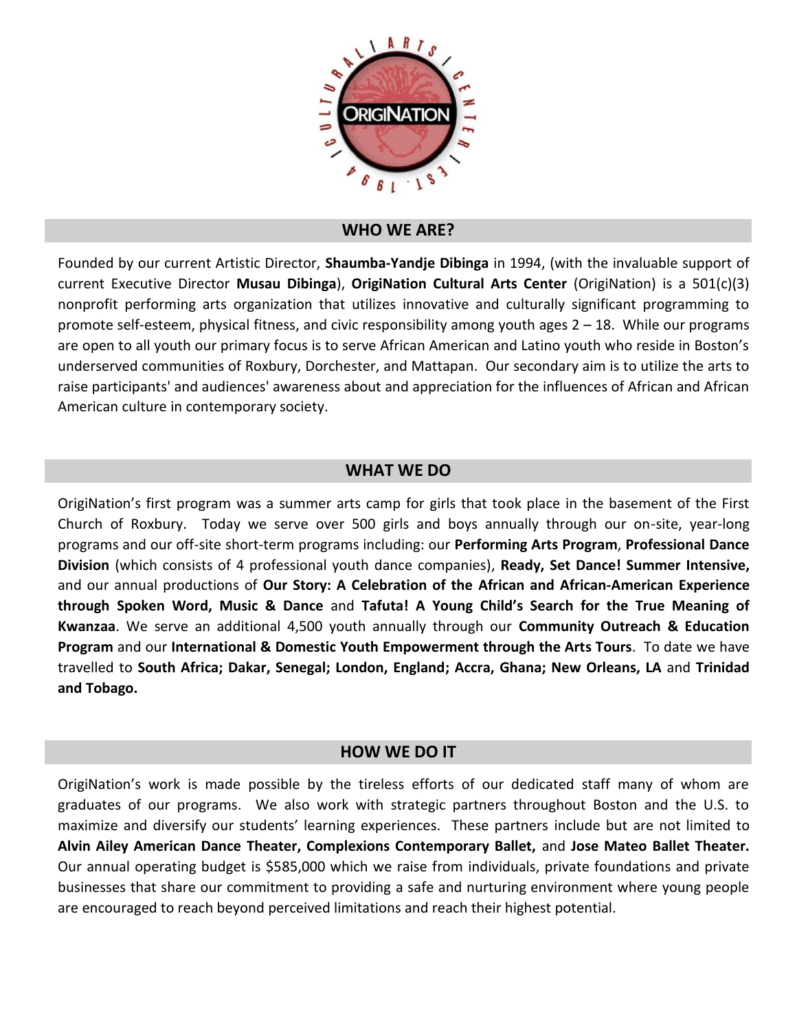## WHO WE ARE?

Founded by our current Artistic Director, **Shaumba-Yandje Dibinga** in 1994, (with the invaluable support of current Executive Director **Musau Dibinga**), **OrigiNation Cultural Arts Center** (OrigiNation) is a 501(c)(3) nonprofit performing arts organization that utilizes innovative and culturally significant programming to promote self-esteem, physical fitness, and civic responsibility among youth ages 2 – 18. While our programs are open to all youth our primary focus is to serve African American and Latino youth who reside in Boston's underserved communities of Roxbury, Dorchester, and Mattapan. Our secondary aim is to utilize the arts to raise participants' and audiences' awareness about and appreciation for the influences of African and African American culture in contemporary society.

## WHAT WE DO

OrigiNation's first program was a summer arts camp for girls that took place in the basement of the First Church of Roxbury. Today we serve over 500 girls and boys annually through our on-site, year-long programs and our off-site short-term programs including: our **Performing Arts Program**, **Professional Dance Division** (which consists of 4 professional youth dance companies), **Ready, Set Dance! Summer Intensive,** and our annual productions of **Our Story: A Celebration of the African and African-American Experience through Spoken Word, Music & Dance** and **Tafuta! A Young Child's Search for the True Meaning of Kwanzaa**. We serve an additional 4,500 youth annually through our **Community Outreach & Education Program** and our **International & Domestic Youth Empowerment through the Arts Tours**. To date we have travelled to **South Africa; Dakar, Senegal; London, England; Accra, Ghana; New Orleans, LA** and **Trinidad and Tobago.**

## HOW WE DO IT

OrigiNation's work is made possible by the tireless efforts of our dedicated staff many of whom are graduates of our programs. We also work with strategic partners throughout Boston and the U.S. to maximize and diversify our students' learning experiences. These partners include but are not limited to **Alvin Ailey American Dance Theater, Complexions Contemporary Ballet,** and **Jose Mateo Ballet Theater.** Our annual operating budget is $585,000 which we raise from individuals, private foundations and private businesses that share our commitment to providing a safe and nurturing environment where young people are encouraged to reach beyond perceived limitations and reach their highest potential.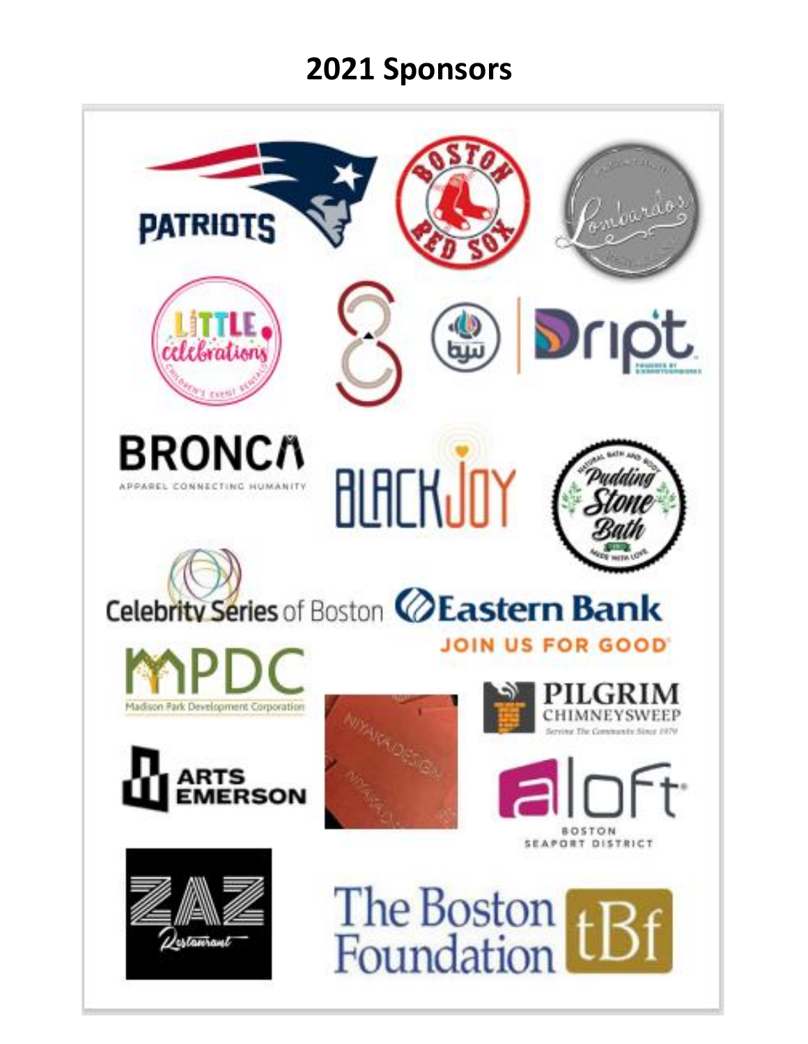# 2021 Sponsors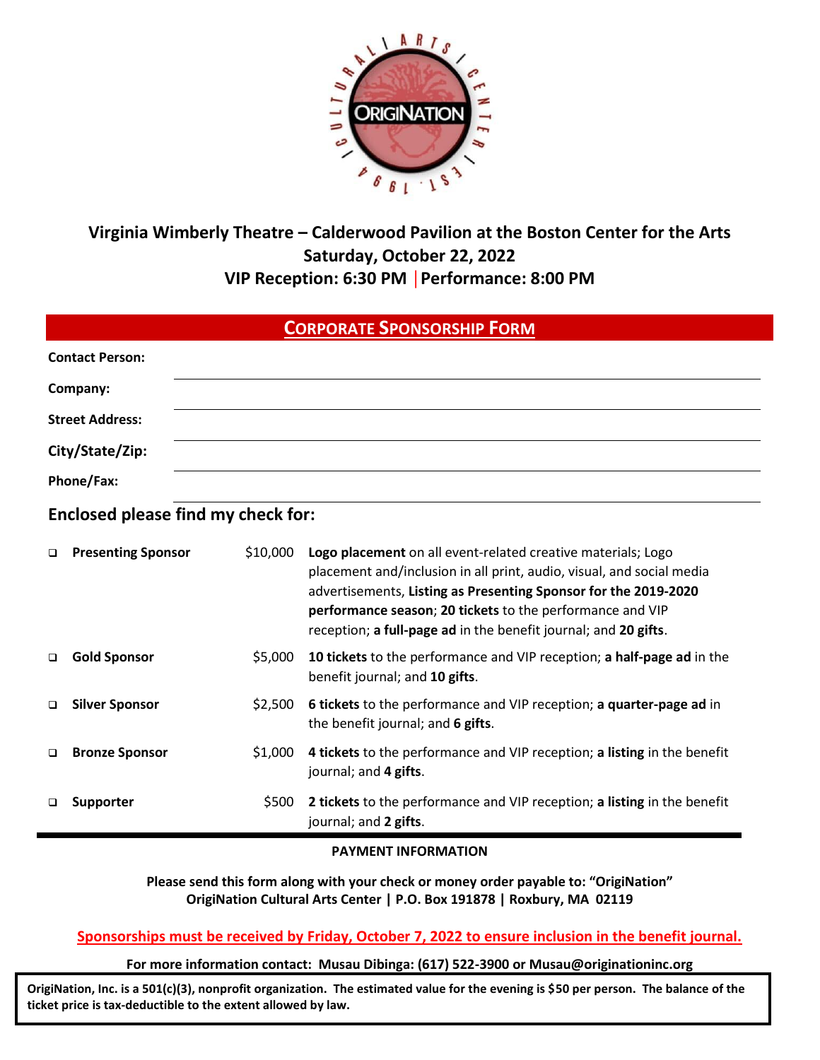**Virginia Wimberly Theatre – Calderwood Pavilion at the Boston Center for the Arts**
**Saturday, October 22, 2022**
**VIP Reception: 6:30 PM | Performance: 8:00 PM**

## CORPORATE SPONSORSHIP FORM

**Contact Person:** ______________________________

**Company:** ______________________________

**Street Address:** ______________________________

**City/State/Zip:** ______________________________

**Phone/Fax:** ______________________________

### Enclosed please find my check for:

| | | | |
|---|---|---|---|
| ❑ | **Presenting Sponsor** | $10,000 | **Logo placement** on all event-related creative materials; Logo placement and/inclusion in all print, audio, visual, and social media advertisements, **Listing as Presenting Sponsor for the 2019-2020 performance season**; **20 tickets** to the performance and VIP reception; **a full-page ad** in the benefit journal; and **20 gifts**. |
| ❑ | **Gold Sponsor** | $5,000 | **10 tickets** to the performance and VIP reception; **a half-page ad** in the benefit journal; and **10 gifts**. |
| ❑ | **Silver Sponsor** | $2,500 | **6 tickets** to the performance and VIP reception; **a quarter-page ad** in the benefit journal; and **6 gifts**. |
| ❑ | **Bronze Sponsor** | $1,000 | **4 tickets** to the performance and VIP reception; **a listing** in the benefit journal; and **4 gifts**. |
| ❑ | **Supporter** | $500 | **2 tickets** to the performance and VIP reception; **a listing** in the benefit journal; and **2 gifts**. |

**PAYMENT INFORMATION**

**Please send this form along with your check or money order payable to: "OrigiNation"**
**OrigiNation Cultural Arts Center | P.O. Box 191878 | Roxbury, MA 02119**

**Sponsorships must be received by Friday, October 7, 2022 to ensure inclusion in the benefit journal.**

**For more information contact: Musau Dibinga: (617) 522-3900 or Musau@originationinc.org**

**OrigiNation, Inc. is a 501(c)(3), nonprofit organization. The estimated value for the evening is $50 per person. The balance of the ticket price is tax-deductible to the extent allowed by law.**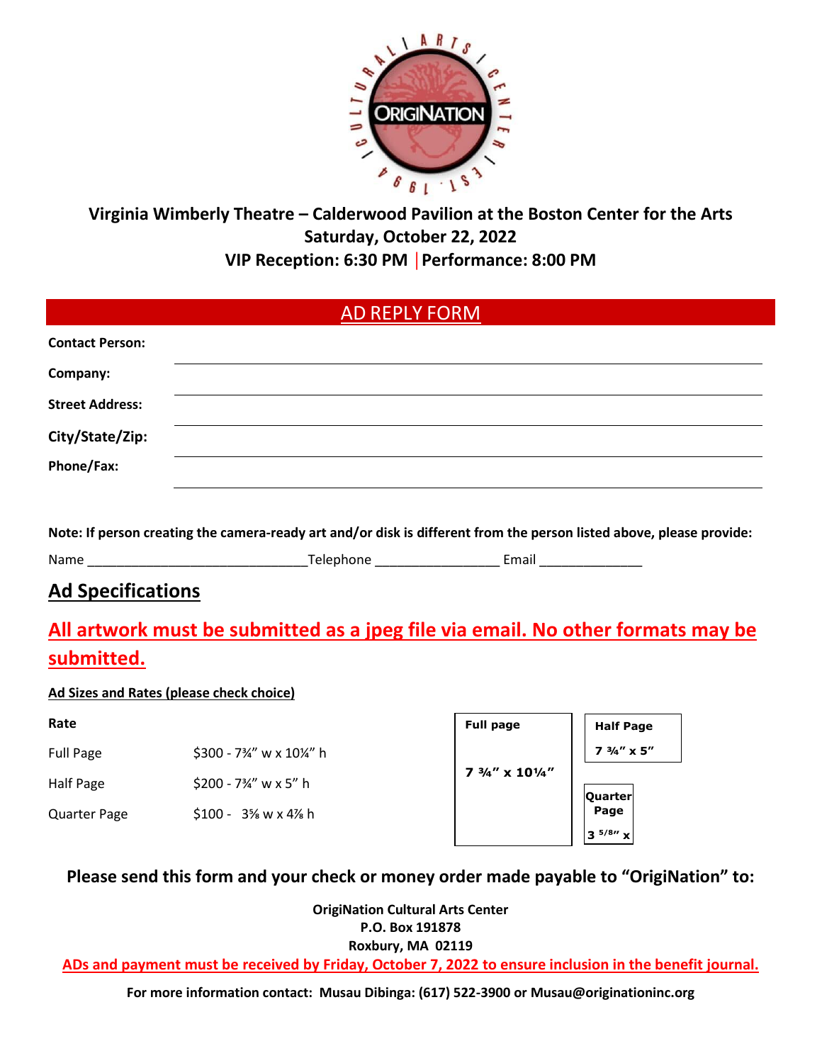Virginia Wimberly Theatre – Calderwood Pavilion at the Boston Center for the Arts
Saturday, October 22, 2022
VIP Reception: 6:30 PM | Performance: 8:00 PM

## AD REPLY FORM

**Contact Person:** ______________________________

**Company:** ______________________________

**Street Address:** ______________________________

**City/State/Zip:** ______________________________

**Phone/Fax:** ______________________________

**Note: If person creating the camera-ready art and/or disk is different from the person listed above, please provide:**

Name ______________________________Telephone ________________ Email ______________

## Ad Specifications

**All artwork must be submitted as a jpeg file via email. No other formats may be submitted.**

**Ad Sizes and Rates (please check choice)**

| Rate | |
|---|---|
| Full Page | $300 - 7¾" w x 10¼" h |
| Half Page | $200 - 7¾" w x 5" h |
| Quarter Page | $100 - 3⅝ w x 4⅞ h |

Full page 7 ¾" x 10¼"

Half Page 7 ¾" x 5"

Quarter Page 3 5/8" x

**Please send this form and your check or money order made payable to "OrigiNation" to:**

**OrigiNation Cultural Arts Center**
**P.O. Box 191878**
**Roxbury, MA 02119**

**ADs and payment must be received by Friday, October 7, 2022 to ensure inclusion in the benefit journal.**

**For more information contact: Musau Dibinga: (617) 522-3900 or Musau@originationinc.org**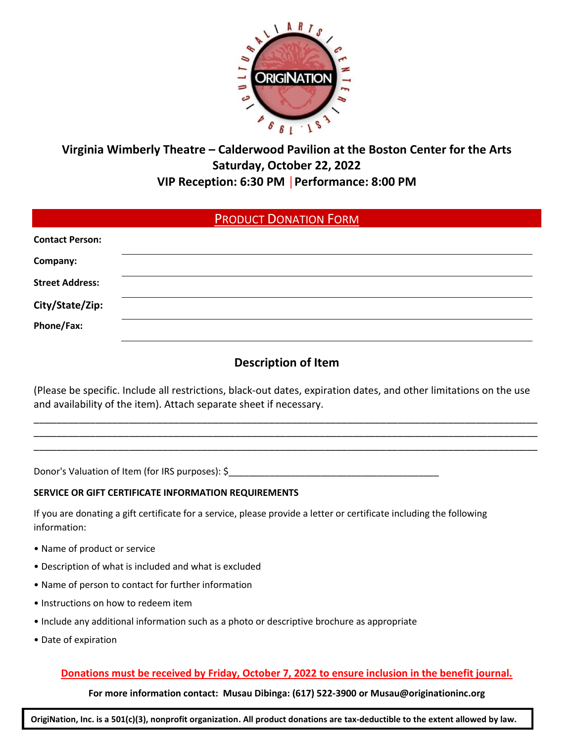**Virginia Wimberly Theatre – Calderwood Pavilion at the Boston Center for the Arts**
**Saturday, October 22, 2022**
**VIP Reception: 6:30 PM | Performance: 8:00 PM**

## PRODUCT DONATION FORM

**Contact Person:** ______________________________

**Company:** ______________________________

**Street Address:** ______________________________

**City/State/Zip:** ______________________________

**Phone/Fax:** ______________________________

## Description of Item

(Please be specific. Include all restrictions, black-out dates, expiration dates, and other limitations on the use and availability of the item). Attach separate sheet if necessary.

________________________________________________________________________________
________________________________________________________________________________
________________________________________________________________________________

Donor's Valuation of Item (for IRS purposes): $________________________________________

**SERVICE OR GIFT CERTIFICATE INFORMATION REQUIREMENTS**

If you are donating a gift certificate for a service, please provide a letter or certificate including the following information:

- Name of product or service
- Description of what is included and what is excluded
- Name of person to contact for further information
- Instructions on how to redeem item
- Include any additional information such as a photo or descriptive brochure as appropriate
- Date of expiration

**Donations must be received by Friday, October 7, 2022 to ensure inclusion in the benefit journal.**

**For more information contact: Musau Dibinga: (617) 522-3900 or Musau@originationinc.org**

**OrigiNation, Inc. is a 501(c)(3), nonprofit organization. All product donations are tax-deductible to the extent allowed by law.**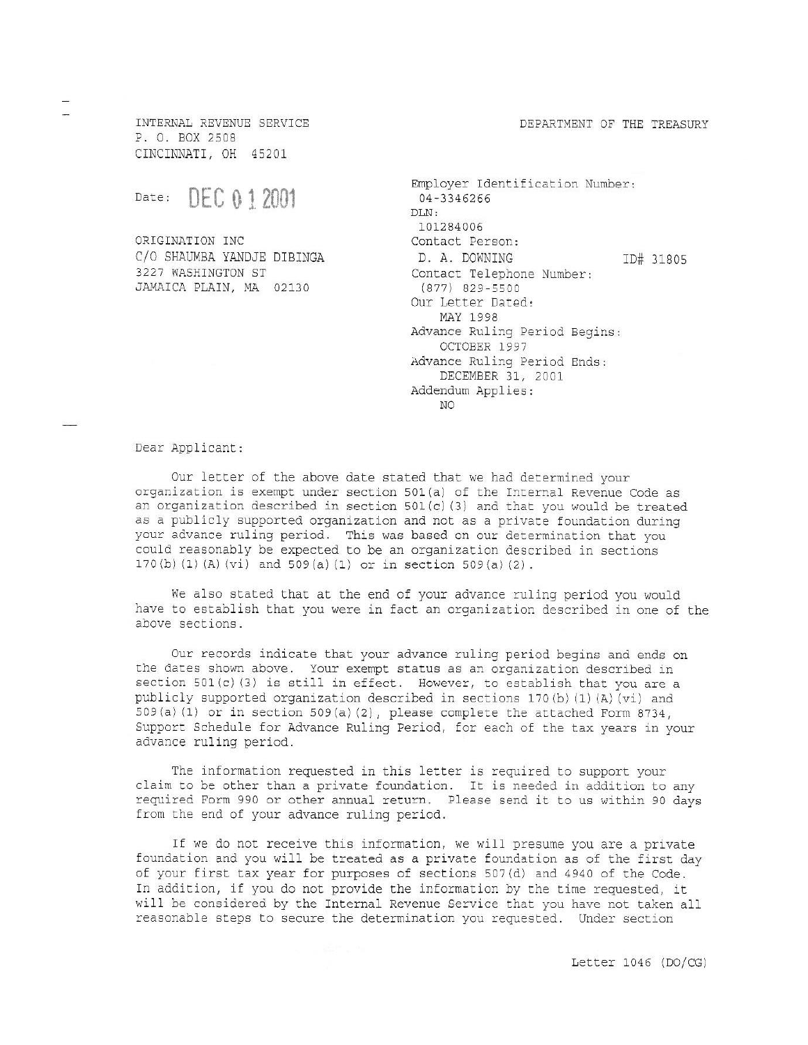INTERNAL REVENUE SERVICE
P. O. BOX 2508
CINCINNATI, OH 45201

DEPARTMENT OF THE TREASURY

Date: DEC 01 2001

ORIGINATION INC
C/O SHAUMBA YANDJE DIBINGA
3227 WASHINGTON ST
JAMAICA PLAIN, MA 02130

Employer Identification Number:
04-3346266
DLN:
101284006
Contact Person:
D. A. DOWNING ID# 31805
Contact Telephone Number:
(877) 829-5500
Our Letter Dated:
MAY 1998
Advance Ruling Period Begins:
OCTOBER 1997
Advance Ruling Period Ends:
DECEMBER 31, 2001
Addendum Applies:
NO

Dear Applicant:

Our letter of the above date stated that we had determined your organization is exempt under section 501(a) of the Internal Revenue Code as an organization described in section 501(c)(3) and that you would be treated as a publicly supported organization and not as a private foundation during your advance ruling period. This was based on our determination that you could reasonably be expected to be an organization described in sections 170(b)(1)(A)(vi) and 509(a)(1) or in section 509(a)(2).

We also stated that at the end of your advance ruling period you would have to establish that you were in fact an organization described in one of the above sections.

Our records indicate that your advance ruling period begins and ends on the dates shown above. Your exempt status as an organization described in section 501(c)(3) is still in effect. However, to establish that you are a publicly supported organization described in sections 170(b)(1)(A)(vi) and 509(a)(1) or in section 509(a)(2), please complete the attached Form 8734, Support Schedule for Advance Ruling Period, for each of the tax years in your advance ruling period.

The information requested in this letter is required to support your claim to be other than a private foundation. It is needed in addition to any required Form 990 or other annual return. Please send it to us within 90 days from the end of your advance ruling period.

If we do not receive this information, we will presume you are a private foundation and you will be treated as a private foundation as of the first day of your first tax year for purposes of sections 507(d) and 4940 of the Code. In addition, if you do not provide the information by the time requested, it will be considered by the Internal Revenue Service that you have not taken all reasonable steps to secure the determination you requested. Under section

Letter 1046 (DO/CG)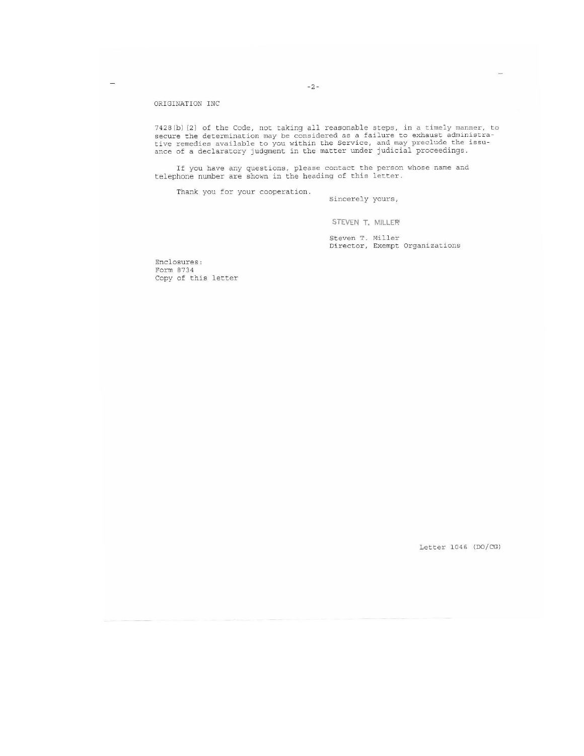ORIGINATION INC

7428(b)(2) of the Code, not taking all reasonable steps, in a timely manner, to secure the determination may be considered as a failure to exhaust administrative remedies available to you within the Service, and may preclude the issuance of a declaratory judgment in the matter under judicial proceedings.

If you have any questions, please contact the person whose name and telephone number are shown in the heading of this letter.

Thank you for your cooperation.

Sincerely yours,

STEVEN T. MILLER

Steven T. Miller
Director, Exempt Organizations

Enclosures:
Form 8734
Copy of this letter

Letter 1046 (DO/CG)